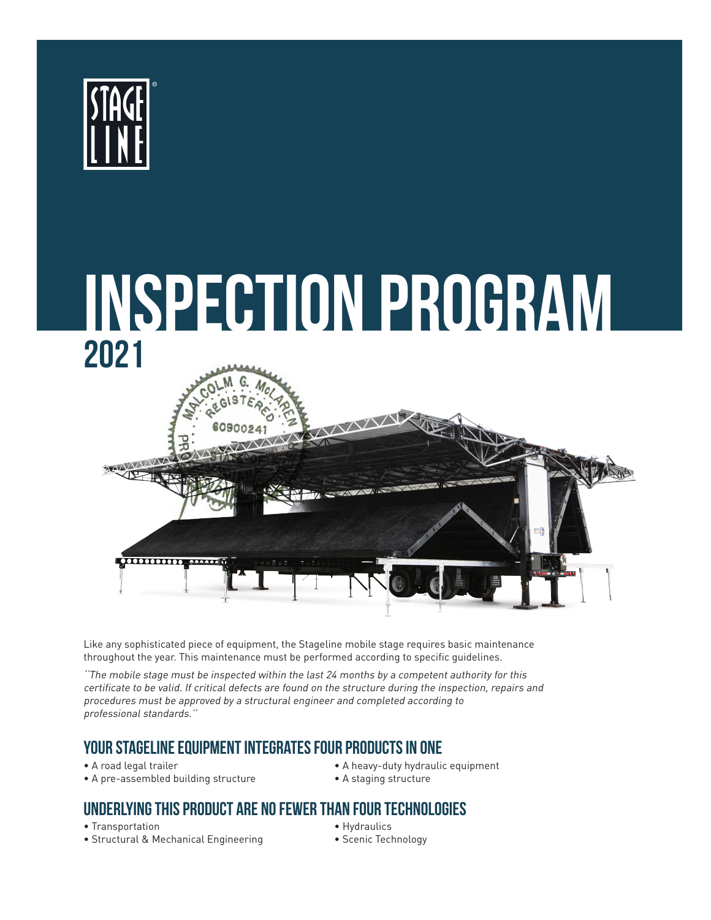# INSPECTION PROGRAM

## 2021

Like any sophisticated piece of equipment, the Stageline mobile stage requires basic maintenance throughout the year. This maintenance must be performed according to specific guidelines.

*"The mobile stage must be inspected within the last 24 months by a competent authority for this certificate to be valid. If critical defects are found on the structure during the inspection, repairs and procedures must be approved by a structural engineer and completed according to professional standards."*

## YOUR STAGELINE EQUIPMENT INTEGRATES FOUR PRODUCTS IN ONE

- A road legal trailer
- A pre-assembled building structure
- A heavy-duty hydraulic equipment
- A staging structure

## UNDERLYING THIS PRODUCT ARE NO FEWER THAN FOUR TECHNOLOGIES

- Transportation
- Structural & Mechanical Engineering
- Hydraulics
- Scenic Technology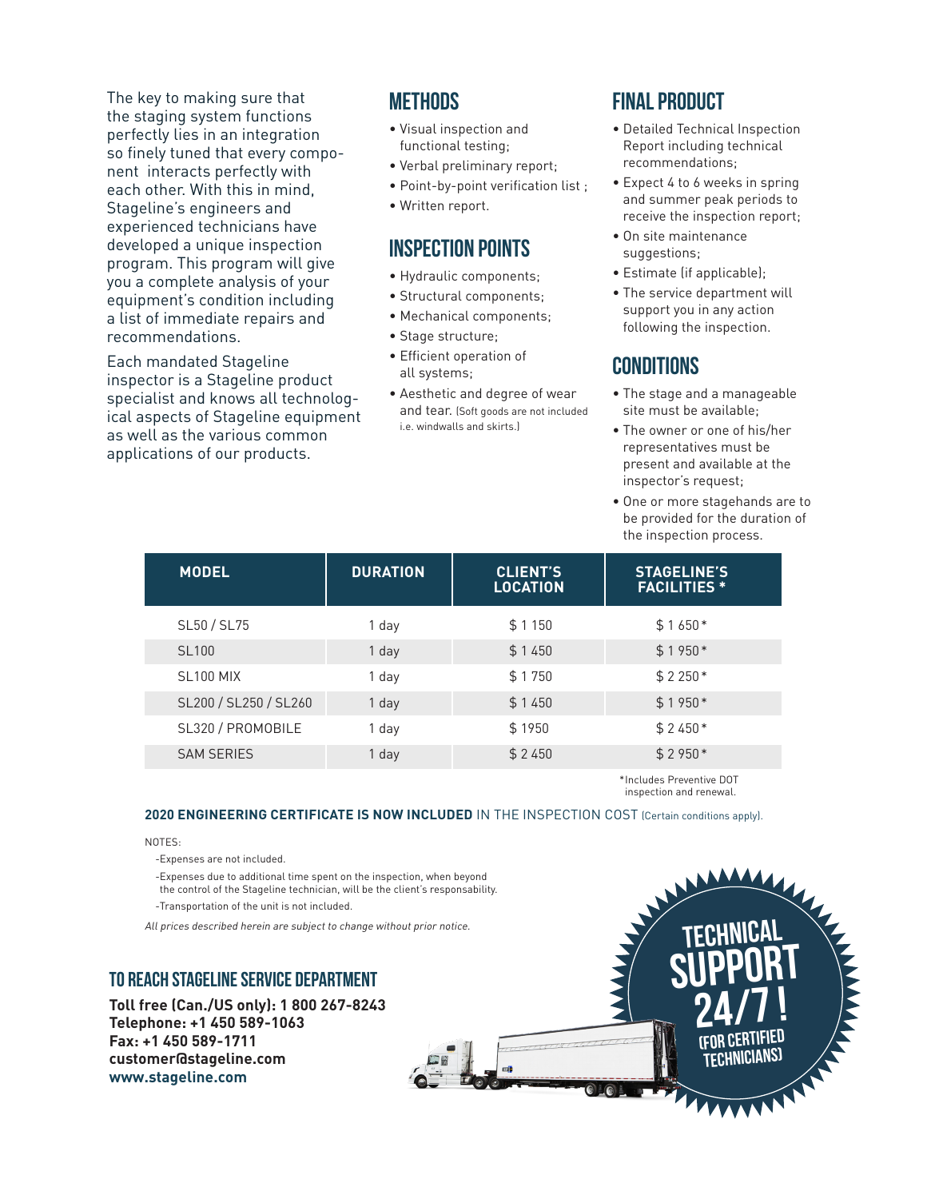The key to making sure that the staging system functions perfectly lies in an integration so finely tuned that every component interacts perfectly with each other. With this in mind, Stageline's engineers and experienced technicians have developed a unique inspection program. This program will give you a complete analysis of your equipment's condition including a list of immediate repairs and recommendations.

Each mandated Stageline inspector is a Stageline product specialist and knows all technological aspects of Stageline equipment as well as the various common applications of our products.

## METHODS

- Visual inspection and functional testing;
- Verbal preliminary report;
- Point-by-point verification list ;
- Written report.

## INSPECTION POINTS

- Hydraulic components;
- Structural components;
- Mechanical components;
- Stage structure;
- Efficient operation of all systems;
- Aesthetic and degree of wear and tear. (Soft goods are not included i.e. windwalls and skirts.)

## FINAL PRODUCT

- Detailed Technical Inspection Report including technical recommendations;
- Expect 4 to 6 weeks in spring and summer peak periods to receive the inspection report;
- On site maintenance suggestions;
- Estimate (if applicable);
- The service department will support you in any action following the inspection.

## CONDITIONS

- The stage and a manageable site must be available;
- The owner or one of his/her representatives must be present and available at the inspector's request;
- One or more stagehands are to be provided for the duration of the inspection process.

| MODEL | DURATION | CLIENT'S LOCATION | STAGELINE'S FACILITIES * |
|---|---|---|---|
| SL50 / SL75 | 1 day | $ 1 150 | $ 1 650* |
| SL100 | 1 day | $ 1 450 | $ 1 950* |
| SL100 MIX | 1 day | $ 1 750 | $ 2 250* |
| SL200 / SL250 / SL260 | 1 day | $ 1 450 | $ 1 950* |
| SL320 / PROMOBILE | 1 day | $ 1950 | $ 2 450* |
| SAM SERIES | 1 day | $ 2 450 | $ 2 950* |

*Includes Preventive DOT inspection and renewal.

**2020 ENGINEERING CERTIFICATE IS NOW INCLUDED** IN THE INSPECTION COST (Certain conditions apply).

NOTES:

-Expenses are not included.

-Expenses due to additional time spent on the inspection, when beyond the control of the Stageline technician, will be the client's responsability.

-Transportation of the unit is not included.

*All prices described herein are subject to change without prior notice.*

## TO REACH STAGELINE SERVICE DEPARTMENT

**Toll free (Can./US only): 1 800 267-8243**
**Telephone: +1 450 589-1063**
**Fax: +1 450 589-1711**
**customer@stageline.com**
**www.stageline.com**

TECHNICAL SUPPORT 24/7 ! (FOR CERTIFIED TECHNICIANS)